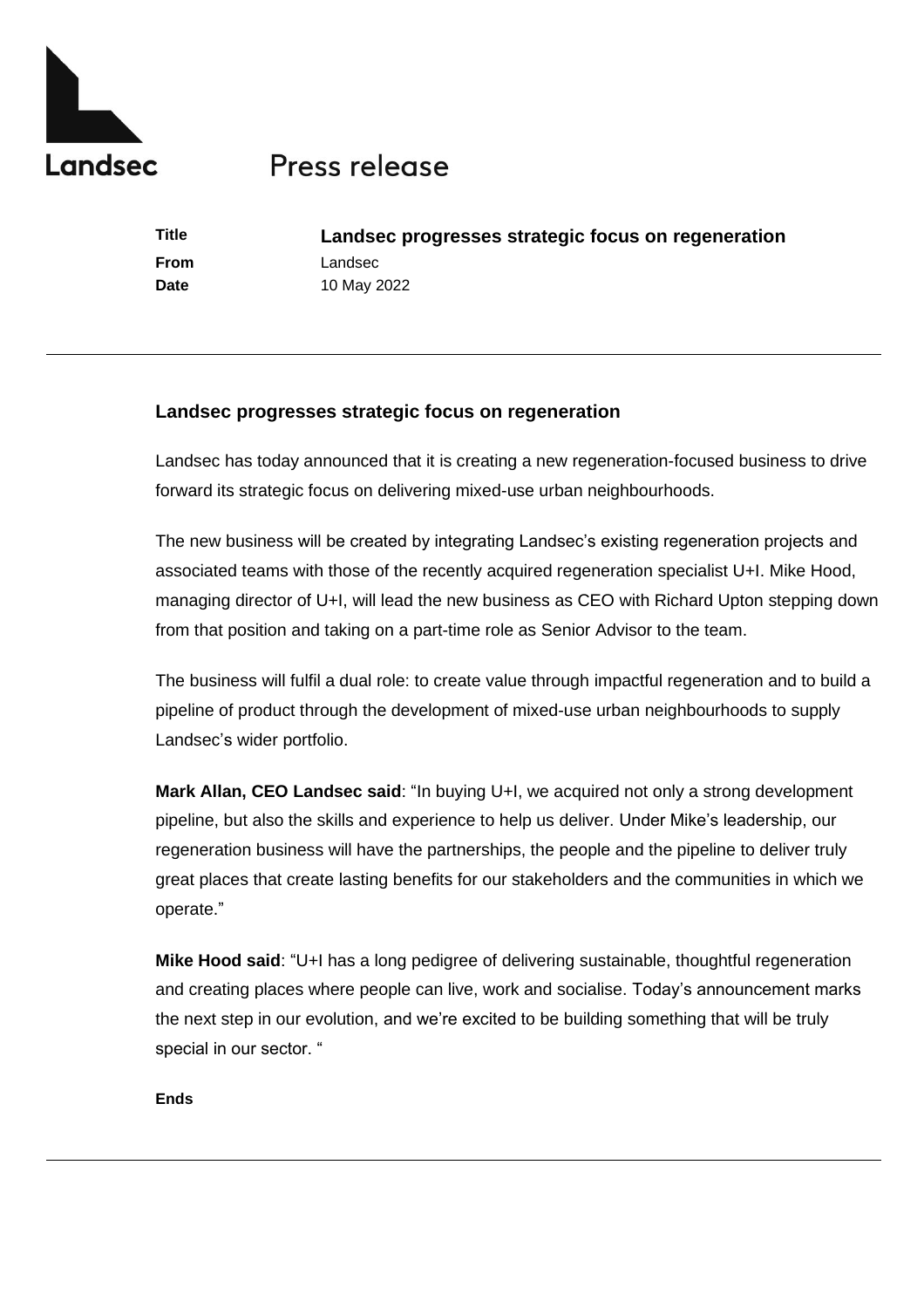Landsec

# Press release

| | |
|---|---|
| **Title** | **Landsec progresses strategic focus on regeneration** |
| **From** | Landsec |
| **Date** | 10 May 2022 |

## Landsec progresses strategic focus on regeneration

Landsec has today announced that it is creating a new regeneration-focused business to drive forward its strategic focus on delivering mixed-use urban neighbourhoods.

The new business will be created by integrating Landsec's existing regeneration projects and associated teams with those of the recently acquired regeneration specialist U+I. Mike Hood, managing director of U+I, will lead the new business as CEO with Richard Upton stepping down from that position and taking on a part-time role as Senior Advisor to the team.

The business will fulfil a dual role: to create value through impactful regeneration and to build a pipeline of product through the development of mixed-use urban neighbourhoods to supply Landsec's wider portfolio.

**Mark Allan, CEO Landsec said**: "In buying U+I, we acquired not only a strong development pipeline, but also the skills and experience to help us deliver. Under Mike's leadership, our regeneration business will have the partnerships, the people and the pipeline to deliver truly great places that create lasting benefits for our stakeholders and the communities in which we operate."

**Mike Hood said**: "U+I has a long pedigree of delivering sustainable, thoughtful regeneration and creating places where people can live, work and socialise. Today's announcement marks the next step in our evolution, and we're excited to be building something that will be truly special in our sector. "

**Ends**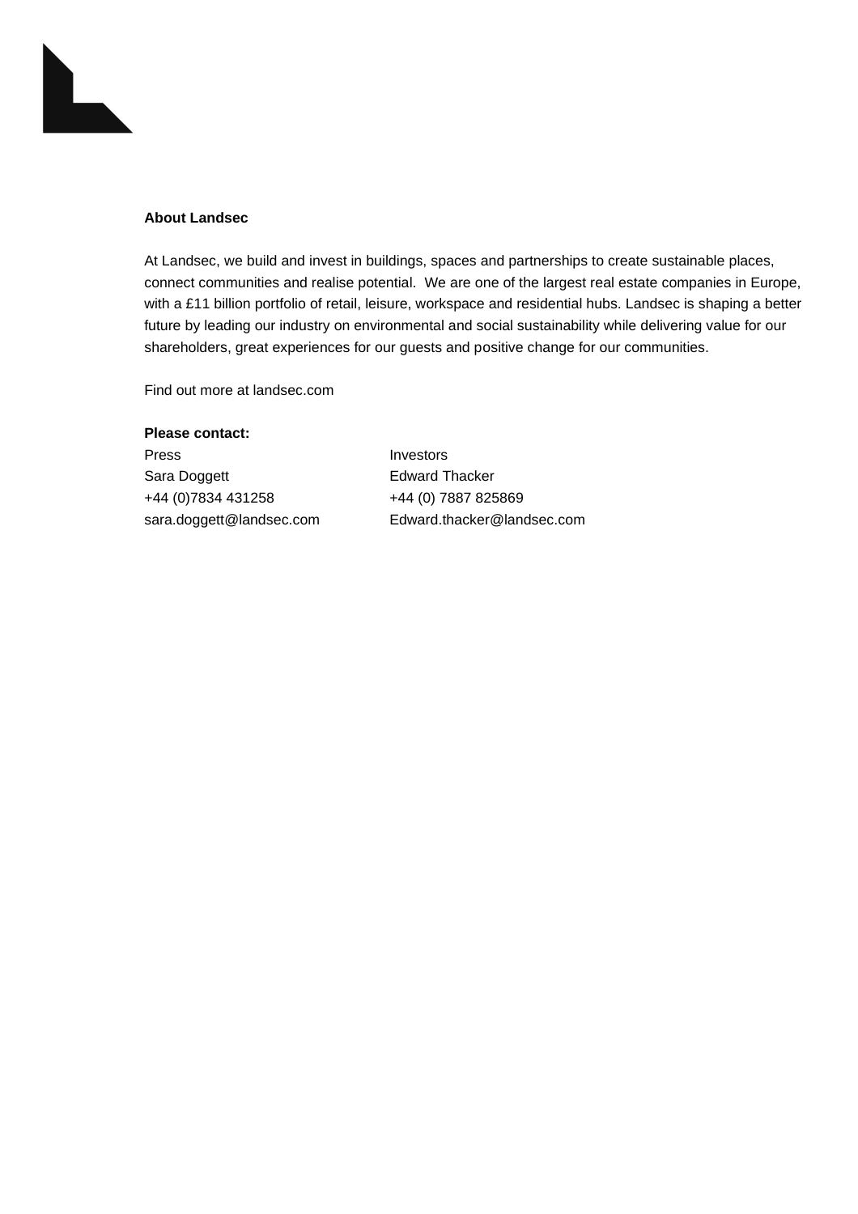**About Landsec**

At Landsec, we build and invest in buildings, spaces and partnerships to create sustainable places, connect communities and realise potential. We are one of the largest real estate companies in Europe, with a £11 billion portfolio of retail, leisure, workspace and residential hubs. Landsec is shaping a better future by leading our industry on environmental and social sustainability while delivering value for our shareholders, great experiences for our guests and positive change for our communities.

Find out more at landsec.com

**Please contact:**

| | |
|---|---|
| Press | Investors |
| Sara Doggett | Edward Thacker |
| +44 (0)7834 431258 | +44 (0) 7887 825869 |
| sara.doggett@landsec.com | Edward.thacker@landsec.com |